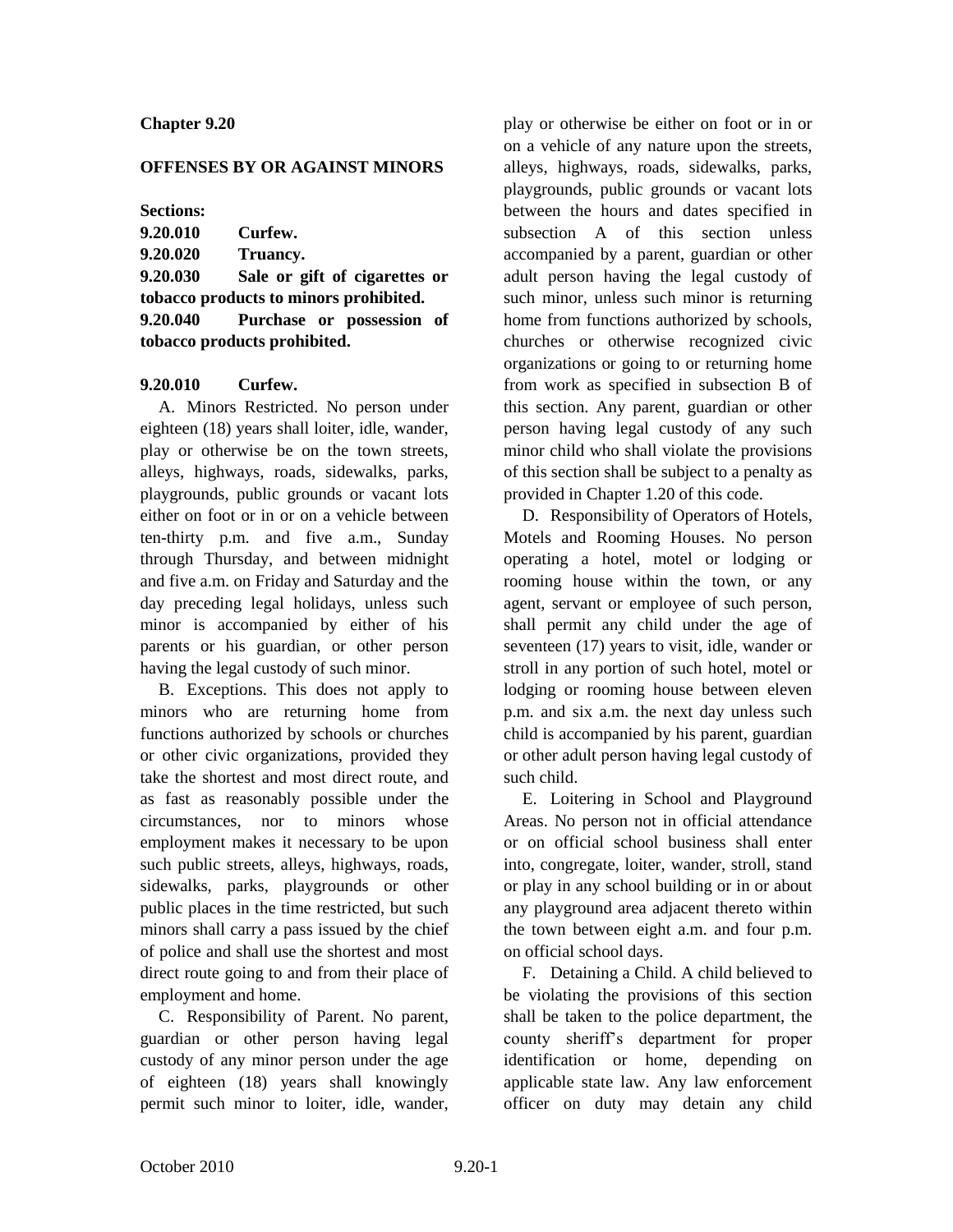## Chapter 9.20

## OFFENSES BY OR AGAINST MINORS

**Sections:**

**9.20.010 Curfew.**
**9.20.020 Truancy.**
**9.20.030 Sale or gift of cigarettes or tobacco products to minors prohibited.**
**9.20.040 Purchase or possession of tobacco products prohibited.**

### 9.20.010 Curfew.

A. Minors Restricted. No person under eighteen (18) years shall loiter, idle, wander, play or otherwise be on the town streets, alleys, highways, roads, sidewalks, parks, playgrounds, public grounds or vacant lots either on foot or in or on a vehicle between ten-thirty p.m. and five a.m., Sunday through Thursday, and between midnight and five a.m. on Friday and Saturday and the day preceding legal holidays, unless such minor is accompanied by either of his parents or his guardian, or other person having the legal custody of such minor.

B. Exceptions. This does not apply to minors who are returning home from functions authorized by schools or churches or other civic organizations, provided they take the shortest and most direct route, and as fast as reasonably possible under the circumstances, nor to minors whose employment makes it necessary to be upon such public streets, alleys, highways, roads, sidewalks, parks, playgrounds or other public places in the time restricted, but such minors shall carry a pass issued by the chief of police and shall use the shortest and most direct route going to and from their place of employment and home.

C. Responsibility of Parent. No parent, guardian or other person having legal custody of any minor person under the age of eighteen (18) years shall knowingly permit such minor to loiter, idle, wander, play or otherwise be either on foot or in or on a vehicle of any nature upon the streets, alleys, highways, roads, sidewalks, parks, playgrounds, public grounds or vacant lots between the hours and dates specified in subsection A of this section unless accompanied by a parent, guardian or other adult person having the legal custody of such minor, unless such minor is returning home from functions authorized by schools, churches or otherwise recognized civic organizations or going to or returning home from work as specified in subsection B of this section. Any parent, guardian or other person having legal custody of any such minor child who shall violate the provisions of this section shall be subject to a penalty as provided in Chapter 1.20 of this code.

D. Responsibility of Operators of Hotels, Motels and Rooming Houses. No person operating a hotel, motel or lodging or rooming house within the town, or any agent, servant or employee of such person, shall permit any child under the age of seventeen (17) years to visit, idle, wander or stroll in any portion of such hotel, motel or lodging or rooming house between eleven p.m. and six a.m. the next day unless such child is accompanied by his parent, guardian or other adult person having legal custody of such child.

E. Loitering in School and Playground Areas. No person not in official attendance or on official school business shall enter into, congregate, loiter, wander, stroll, stand or play in any school building or in or about any playground area adjacent thereto within the town between eight a.m. and four p.m. on official school days.

F. Detaining a Child. A child believed to be violating the provisions of this section shall be taken to the police department, the county sheriff's department for proper identification or home, depending on applicable state law. Any law enforcement officer on duty may detain any child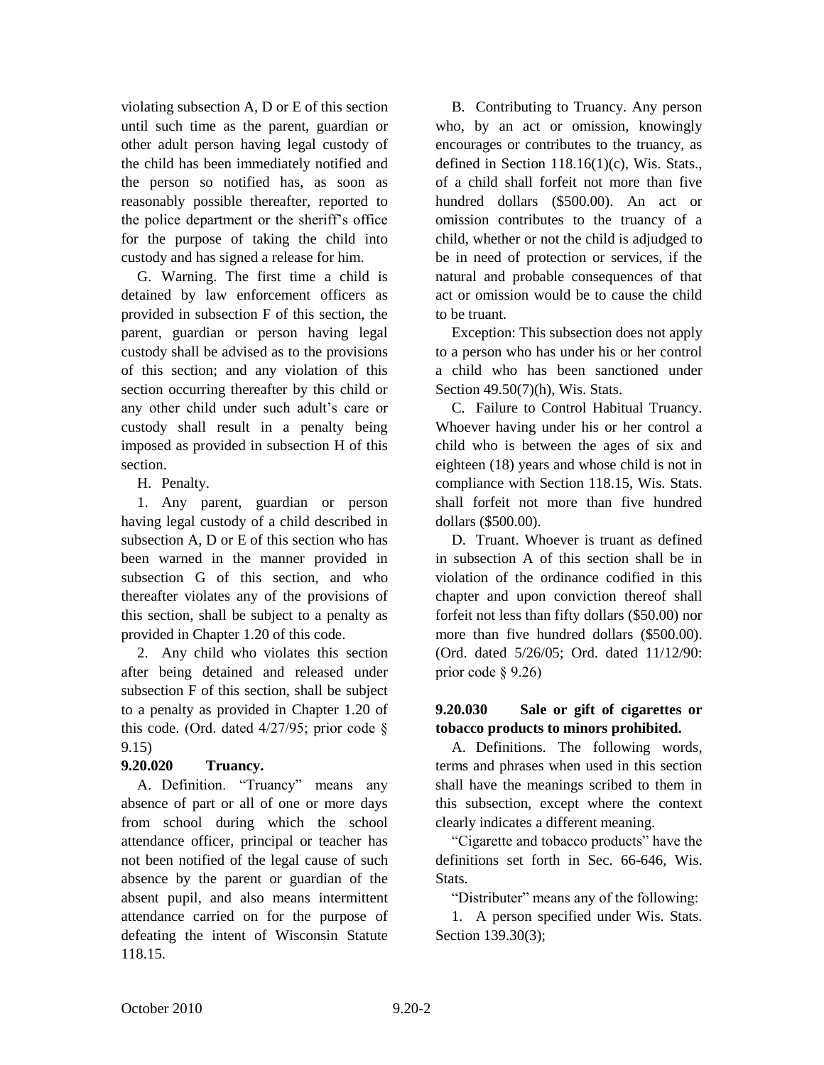violating subsection A, D or E of this section until such time as the parent, guardian or other adult person having legal custody of the child has been immediately notified and the person so notified has, as soon as reasonably possible thereafter, reported to the police department or the sheriff's office for the purpose of taking the child into custody and has signed a release for him.

G. Warning. The first time a child is detained by law enforcement officers as provided in subsection F of this section, the parent, guardian or person having legal custody shall be advised as to the provisions of this section; and any violation of this section occurring thereafter by this child or any other child under such adult's care or custody shall result in a penalty being imposed as provided in subsection H of this section.

H. Penalty.

1. Any parent, guardian or person having legal custody of a child described in subsection A, D or E of this section who has been warned in the manner provided in subsection G of this section, and who thereafter violates any of the provisions of this section, shall be subject to a penalty as provided in Chapter 1.20 of this code.

2. Any child who violates this section after being detained and released under subsection F of this section, shall be subject to a penalty as provided in Chapter 1.20 of this code. (Ord. dated 4/27/95; prior code § 9.15)

### 9.20.020 Truancy.

A. Definition. "Truancy" means any absence of part or all of one or more days from school during which the school attendance officer, principal or teacher has not been notified of the legal cause of such absence by the parent or guardian of the absent pupil, and also means intermittent attendance carried on for the purpose of defeating the intent of Wisconsin Statute 118.15.

B. Contributing to Truancy. Any person who, by an act or omission, knowingly encourages or contributes to the truancy, as defined in Section 118.16(1)(c), Wis. Stats., of a child shall forfeit not more than five hundred dollars ($500.00). An act or omission contributes to the truancy of a child, whether or not the child is adjudged to be in need of protection or services, if the natural and probable consequences of that act or omission would be to cause the child to be truant.

Exception: This subsection does not apply to a person who has under his or her control a child who has been sanctioned under Section 49.50(7)(h), Wis. Stats.

C. Failure to Control Habitual Truancy. Whoever having under his or her control a child who is between the ages of six and eighteen (18) years and whose child is not in compliance with Section 118.15, Wis. Stats. shall forfeit not more than five hundred dollars ($500.00).

D. Truant. Whoever is truant as defined in subsection A of this section shall be in violation of the ordinance codified in this chapter and upon conviction thereof shall forfeit not less than fifty dollars ($50.00) nor more than five hundred dollars ($500.00). (Ord. dated 5/26/05; Ord. dated 11/12/90: prior code § 9.26)

### 9.20.030 Sale or gift of cigarettes or tobacco products to minors prohibited.

A. Definitions. The following words, terms and phrases when used in this section shall have the meanings scribed to them in this subsection, except where the context clearly indicates a different meaning.

"Cigarette and tobacco products" have the definitions set forth in Sec. 66-646, Wis. Stats.

"Distributer" means any of the following:

1. A person specified under Wis. Stats. Section 139.30(3);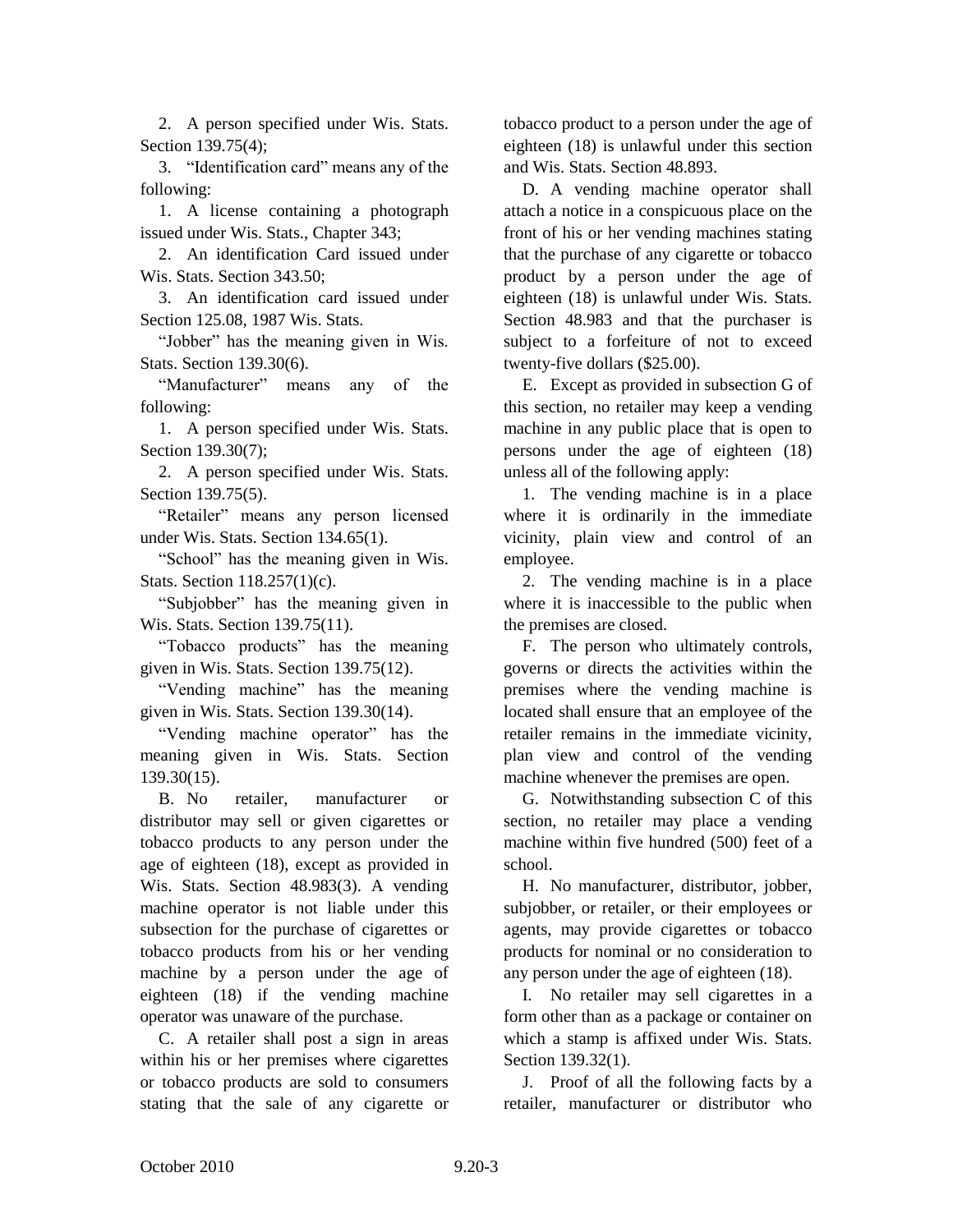2. A person specified under Wis. Stats. Section 139.75(4);

3. "Identification card" means any of the following:

1. A license containing a photograph issued under Wis. Stats., Chapter 343;

2. An identification Card issued under Wis. Stats. Section 343.50;

3. An identification card issued under Section 125.08, 1987 Wis. Stats.

"Jobber" has the meaning given in Wis. Stats. Section 139.30(6).

"Manufacturer" means any of the following:

1. A person specified under Wis. Stats. Section 139.30(7);

2. A person specified under Wis. Stats. Section 139.75(5).

"Retailer" means any person licensed under Wis. Stats. Section 134.65(1).

"School" has the meaning given in Wis. Stats. Section 118.257(1)(c).

"Subjobber" has the meaning given in Wis. Stats. Section 139.75(11).

"Tobacco products" has the meaning given in Wis. Stats. Section 139.75(12).

"Vending machine" has the meaning given in Wis. Stats. Section 139.30(14).

"Vending machine operator" has the meaning given in Wis. Stats. Section 139.30(15).

B. No retailer, manufacturer or distributor may sell or given cigarettes or tobacco products to any person under the age of eighteen (18), except as provided in Wis. Stats. Section 48.983(3). A vending machine operator is not liable under this subsection for the purchase of cigarettes or tobacco products from his or her vending machine by a person under the age of eighteen (18) if the vending machine operator was unaware of the purchase.

C. A retailer shall post a sign in areas within his or her premises where cigarettes or tobacco products are sold to consumers stating that the sale of any cigarette or tobacco product to a person under the age of eighteen (18) is unlawful under this section and Wis. Stats. Section 48.893.

D. A vending machine operator shall attach a notice in a conspicuous place on the front of his or her vending machines stating that the purchase of any cigarette or tobacco product by a person under the age of eighteen (18) is unlawful under Wis. Stats. Section 48.983 and that the purchaser is subject to a forfeiture of not to exceed twenty-five dollars ($25.00).

E. Except as provided in subsection G of this section, no retailer may keep a vending machine in any public place that is open to persons under the age of eighteen (18) unless all of the following apply:

1. The vending machine is in a place where it is ordinarily in the immediate vicinity, plain view and control of an employee.

2. The vending machine is in a place where it is inaccessible to the public when the premises are closed.

F. The person who ultimately controls, governs or directs the activities within the premises where the vending machine is located shall ensure that an employee of the retailer remains in the immediate vicinity, plan view and control of the vending machine whenever the premises are open.

G. Notwithstanding subsection C of this section, no retailer may place a vending machine within five hundred (500) feet of a school.

H. No manufacturer, distributor, jobber, subjobber, or retailer, or their employees or agents, may provide cigarettes or tobacco products for nominal or no consideration to any person under the age of eighteen (18).

I. No retailer may sell cigarettes in a form other than as a package or container on which a stamp is affixed under Wis. Stats. Section 139.32(1).

J. Proof of all the following facts by a retailer, manufacturer or distributor who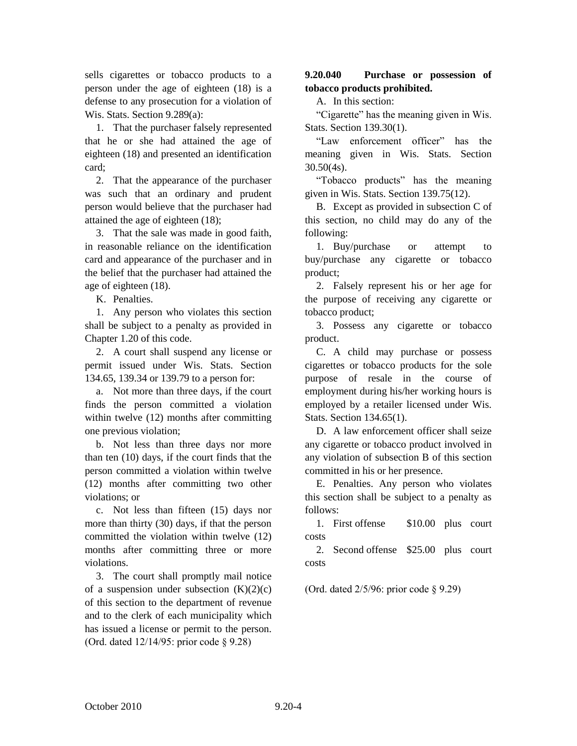sells cigarettes or tobacco products to a person under the age of eighteen (18) is a defense to any prosecution for a violation of Wis. Stats. Section 9.289(a):

1. That the purchaser falsely represented that he or she had attained the age of eighteen (18) and presented an identification card;

2. That the appearance of the purchaser was such that an ordinary and prudent person would believe that the purchaser had attained the age of eighteen (18);

3. That the sale was made in good faith, in reasonable reliance on the identification card and appearance of the purchaser and in the belief that the purchaser had attained the age of eighteen (18).

K. Penalties.

1. Any person who violates this section shall be subject to a penalty as provided in Chapter 1.20 of this code.

2. A court shall suspend any license or permit issued under Wis. Stats. Section 134.65, 139.34 or 139.79 to a person for:

a. Not more than three days, if the court finds the person committed a violation within twelve (12) months after committing one previous violation;

b. Not less than three days nor more than ten (10) days, if the court finds that the person committed a violation within twelve (12) months after committing two other violations; or

c. Not less than fifteen (15) days nor more than thirty (30) days, if that the person committed the violation within twelve (12) months after committing three or more violations.

3. The court shall promptly mail notice of a suspension under subsection (K)(2)(c) of this section to the department of revenue and to the clerk of each municipality which has issued a license or permit to the person. (Ord. dated 12/14/95: prior code § 9.28)

**9.20.040 Purchase or possession of tobacco products prohibited.**

A. In this section:

"Cigarette" has the meaning given in Wis. Stats. Section 139.30(1).

"Law enforcement officer" has the meaning given in Wis. Stats. Section 30.50(4s).

"Tobacco products" has the meaning given in Wis. Stats. Section 139.75(12).

B. Except as provided in subsection C of this section, no child may do any of the following:

1. Buy/purchase or attempt to buy/purchase any cigarette or tobacco product;

2. Falsely represent his or her age for the purpose of receiving any cigarette or tobacco product;

3. Possess any cigarette or tobacco product.

C. A child may purchase or possess cigarettes or tobacco products for the sole purpose of resale in the course of employment during his/her working hours is employed by a retailer licensed under Wis. Stats. Section 134.65(1).

D. A law enforcement officer shall seize any cigarette or tobacco product involved in any violation of subsection B of this section committed in his or her presence.

E. Penalties. Any person who violates this section shall be subject to a penalty as follows:

1. First offense $10.00 plus court costs

2. Second offense $25.00 plus court costs

(Ord. dated 2/5/96: prior code § 9.29)